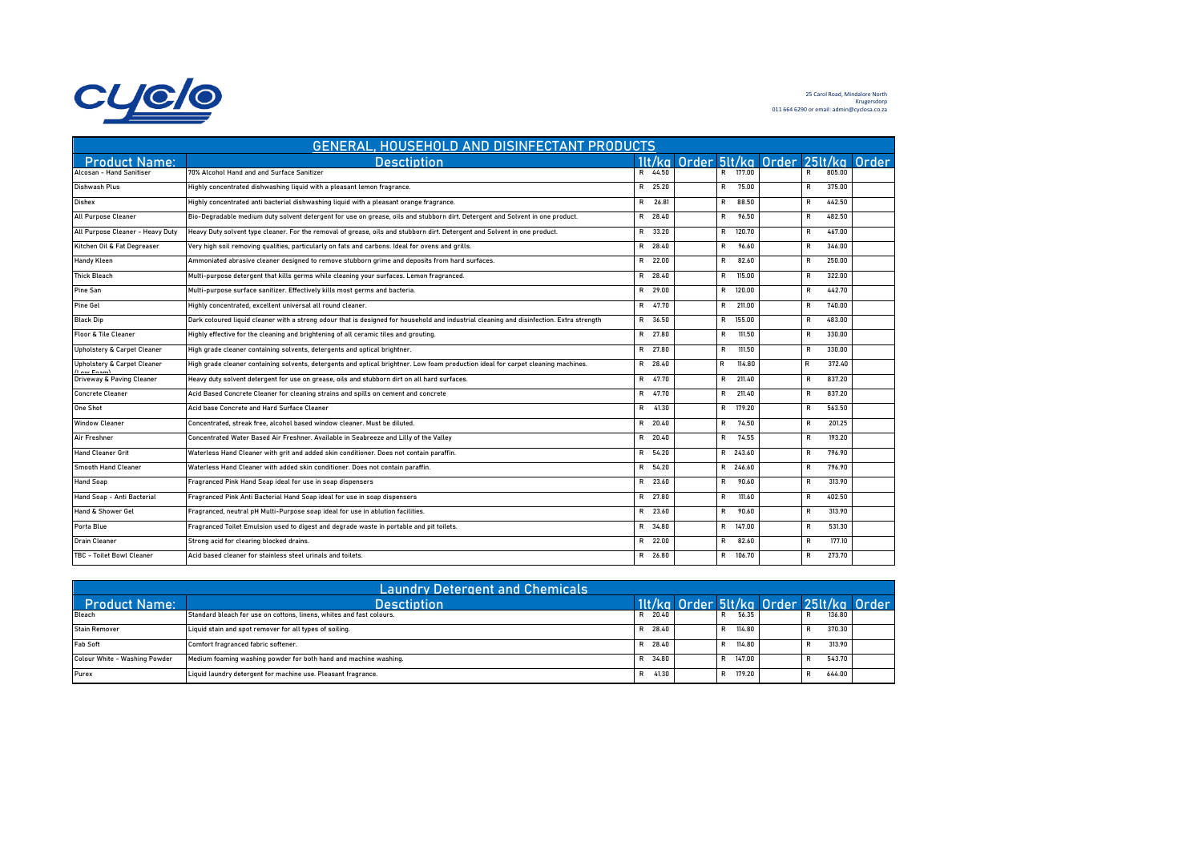cyclo

25 Carol Road, Mindalore North
Krugersdorp
011 664 6290 or email: admin@cyclosa.co.za

## GENERAL, HOUSEHOLD AND DISINFECTANT PRODUCTS

| Product Name: | Desctiption | 1lt/kg | Order | 5lt/kg | Order | 25lt/kg | Order |
|---|---|---|---|---|---|---|---|
| Alcosan - Hand Sanitiser | 70% Alcohol Hand and and Surface Sanitizer | R 44.50 | | R 177.00 | | R 805.00 | |
| Dishwash Plus | Highly concentrated dishwashing liquid with a pleasant lemon fragrance. | R 25.20 | | R 75.00 | | R 375.00 | |
| Dishex | Highly concentrated anti bacterial dishwashing liquid with a pleasant orange fragrance. | R 26.81 | | R 88.50 | | R 442.50 | |
| All Purpose Cleaner | Bio-Degradable medium duty solvent detergent for use on grease, oils and stubborn dirt. Detergent and Solvent in one product. | R 28.40 | | R 96.50 | | R 482.50 | |
| All Purpose Cleaner - Heavy Duty | Heavy Duty solvent type cleaner. For the removal of grease, oils and stubborn dirt. Detergent and Solvent in one product. | R 33.20 | | R 120.70 | | R 467.00 | |
| Kitchen Oil & Fat Degreaser | Very high soil removing qualities, particularly on fats and carbons. Ideal for ovens and grills. | R 28.40 | | R 96.60 | | R 346.00 | |
| Handy Kleen | Ammoniated abrasive cleaner designed to remove stubborn grime and deposits from hard surfaces. | R 22.00 | | R 82.60 | | R 250.00 | |
| Thick Bleach | Multi-purpose detergent that kills germs while cleaning your surfaces. Lemon fragranced. | R 28.40 | | R 115.00 | | R 322.00 | |
| Pine San | Multi-purpose surface sanitizer. Effectively kills most germs and bacteria. | R 29.00 | | R 120.00 | | R 442.70 | |
| Pine Gel | Highly concentrated, excellent universal all round cleaner. | R 47.70 | | R 211.00 | | R 740.00 | |
| Black Dip | Dark coloured liquid cleaner with a strong odour that is designed for household and industrial cleaning and disinfection. Extra strength | R 36.50 | | R 155.00 | | R 483.00 | |
| Floor & Tile Cleaner | Highly effective for the cleaning and brightening of all ceramic tiles and grouting. | R 27.80 | | R 111.50 | | R 330.00 | |
| Upholstery & Carpet Cleaner | High grade cleaner containing solvents, detergents and optical brightner. | R 27.80 | | R 111.50 | | R 330.00 | |
| Upholstery & Carpet Cleaner (Low Foam) | High grade cleaner containing solvents, detergents and optical brightner. Low foam production ideal for carpet cleaning machines. | R 28.40 | | R 114.80 | | R 372.40 | |
| Driveway & Paving Cleaner | Heavy duty solvent detergent for use on grease, oils and stubborn dirt on all hard surfaces. | R 47.70 | | R 211.40 | | R 837.20 | |
| Concrete Cleaner | Acid Based Concrete Cleaner for cleaning strains and spills on cement and concrete | R 47.70 | | R 211.40 | | R 837.20 | |
| One Shot | Acid base Concrete and Hard Surface Cleaner | R 41.30 | | R 179.20 | | R 563.50 | |
| Window Cleaner | Concentrated, streak free, alcohol based window cleaner. Must be diluted. | R 20.40 | | R 74.50 | | R 201.25 | |
| Air Freshner | Concentrated Water Based Air Freshner. Available in Seabreeze and Lilly of the Valley | R 20.40 | | R 74.55 | | R 193.20 | |
| Hand Cleaner Grit | Waterless Hand Cleaner with grit and added skin conditioner. Does not contain paraffin. | R 54.20 | | R 243.60 | | R 796.90 | |
| Smooth Hand Cleaner | Waterless Hand Cleaner with added skin conditioner. Does not contain paraffin. | R 54.20 | | R 246.60 | | R 796.90 | |
| Hand Soap | Fragranced Pink Hand Soap ideal for use in soap dispensers | R 23.60 | | R 90.60 | | R 313.90 | |
| Hand Soap - Anti Bacterial | Fragranced Pink Anti Bacterial Hand Soap ideal for use in soap dispensers | R 27.80 | | R 111.60 | | R 402.50 | |
| Hand & Shower Gel | Fragranced, neutral pH Multi-Purpose soap ideal for use in ablution facilities. | R 23.60 | | R 90.60 | | R 313.90 | |
| Porta Blue | Fragranced Toilet Emulsion used to digest and degrade waste in portable and pit toilets. | R 34.80 | | R 147.00 | | R 531.30 | |
| Drain Cleaner | Strong acid for clearing blocked drains. | R 22.00 | | R 82.60 | | R 177.10 | |
| TBC - Toilet Bowl Cleaner | Acid based cleaner for stainless steel urinals and toilets. | R 26.80 | | R 106.70 | | R 273.70 | |

## Laundry Detergent and Chemicals

| Product Name: | Desctiption | 1lt/kg | Order | 5lt/kg | Order | 25lt/kg | Order |
|---|---|---|---|---|---|---|---|
| Bleach | Standard bleach for use on cottons, linens, whites and fast colours. | R 20.40 | | R 56.35 | | R 136.80 | |
| Stain Remover | Liquid stain and spot remover for all types of soiling. | R 28.40 | | R 114.80 | | R 370.30 | |
| Fab Soft | Comfort fragranced fabric softener. | R 28.40 | | R 114.80 | | R 313.90 | |
| Colour White - Washing Powder | Medium foaming washing powder for both hand and machine washing. | R 34.80 | | R 147.00 | | R 543.70 | |
| Purex | Liquid laundry detergent for machine use. Pleasant fragrance. | R 41.30 | | R 179.20 | | R 644.00 | |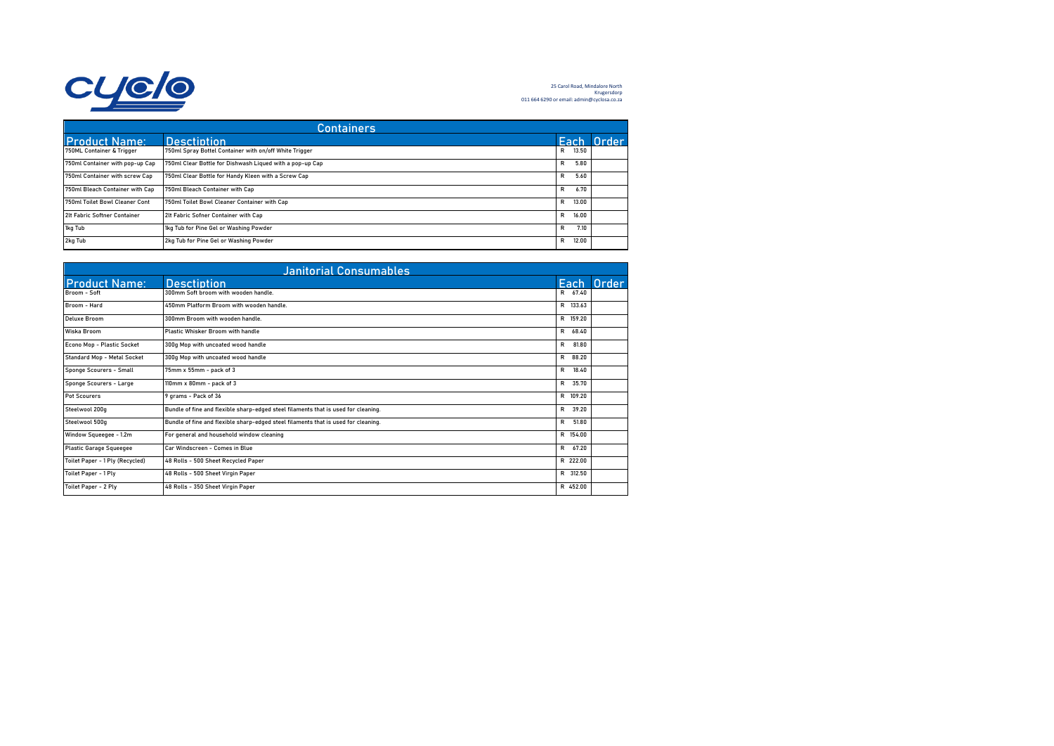cyclo

25 Carol Road, Mindalore North
Krugersdorp
011 664 6290 or email: admin@cyclosa.co.za

## Containers

| Product Name: | Desctiption | Each | Order |
|---|---|---|---|
| 750ML Container & Trigger | 750ml Spray Bottel Container with on/off White Trigger | R 13.50 | |
| 750ml Container with pop-up Cap | 750ml Clear Bottle for Dishwash Liqued with a pop-up Cap | R 5.80 | |
| 750ml Container with screw Cap | 750ml Clear Bottle for Handy Kleen with a Screw Cap | R 5.60 | |
| 750ml Bleach Container with Cap | 750ml Bleach Container with Cap | R 6.70 | |
| 750ml Toilet Bowl Cleaner Cont | 750ml Toilet Bowl Cleaner Container with Cap | R 13.00 | |
| 2lt Fabric Softner Container | 2lt Fabric Sofner Container with Cap | R 16.00 | |
| 1kg Tub | 1kg Tub for Pine Gel or Washing Powder | R 7.10 | |
| 2kg Tub | 2kg Tub for Pine Gel or Washing Powder | R 12.00 | |

## Janitorial Consumables

| Product Name: | Desctiption | Each | Order |
|---|---|---|---|
| Broom - Soft | 300mm Soft broom with wooden handle. | R 67.40 | |
| Broom - Hard | 450mm Platform Broom with wooden handle. | R 133.63 | |
| Deluxe Broom | 300mm Broom with wooden handle. | R 159.20 | |
| Wiska Broom | Plastic Whisker Broom with handle | R 68.40 | |
| Econo Mop - Plastic Socket | 300g Mop with uncoated wood handle | R 81.80 | |
| Standard Mop - Metal Socket | 300g Mop with uncoated wood handle | R 88.20 | |
| Sponge Scourers - Small | 75mm x 55mm - pack of 3 | R 18.40 | |
| Sponge Scourers - Large | 110mm x 80mm - pack of 3 | R 35.70 | |
| Pot Scourers | 9 grams - Pack of 36 | R 109.20 | |
| Steelwool 200g | Bundle of fine and flexible sharp-edged steel filaments that is used for cleaning. | R 39.20 | |
| Steelwool 500g | Bundle of fine and flexible sharp-edged steel filaments that is used for cleaning. | R 51.80 | |
| Window Squeegee - 1.2m | For general and household window cleaning | R 154.00 | |
| Plastic Garage Squeegee | Car Windscreen - Comes in Blue | R 67.20 | |
| Toilet Paper - 1 Ply (Recycled) | 48 Rolls - 500 Sheet Recycled Paper | R 222.00 | |
| Toilet Paper - 1 Ply | 48 Rolls - 500 Sheet Virgin Paper | R 312.50 | |
| Toilet Paper - 2 Ply | 48 Rolls - 350 Sheet Virgin Paper | R 452.00 | |